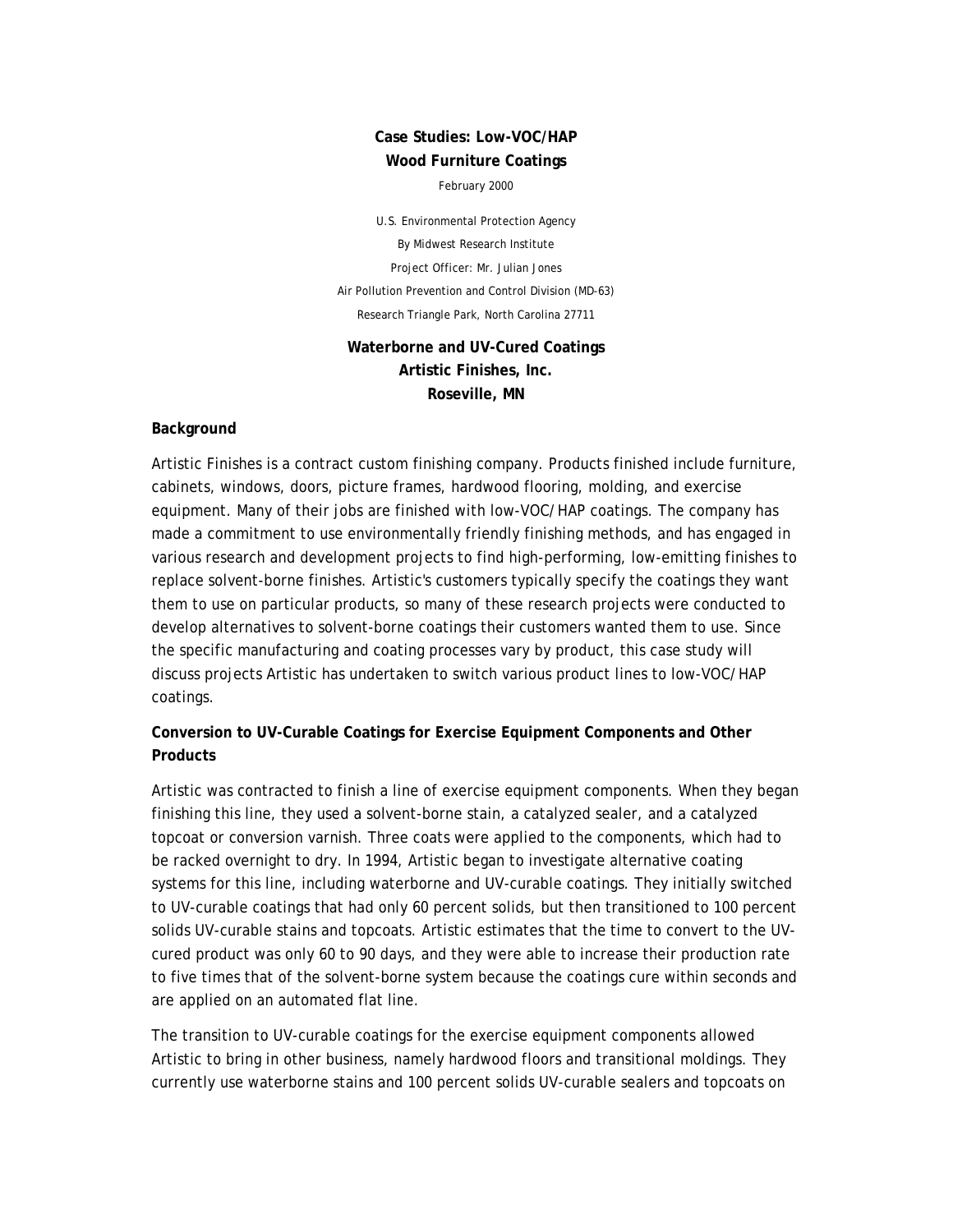# Case Studies: Low-VOC/HAP Wood Furniture Coatings

February 2000

U.S. Environmental Protection Agency

By Midwest Research Institute

Project Officer: Mr. Julian Jones

Air Pollution Prevention and Control Division (MD-63)

Research Triangle Park, North Carolina 27711

## Waterborne and UV-Cured Coatings Artistic Finishes, Inc. Roseville, MN

### Background

Artistic Finishes is a contract custom finishing company. Products finished include furniture, cabinets, windows, doors, picture frames, hardwood flooring, molding, and exercise equipment. Many of their jobs are finished with low-VOC/HAP coatings. The company has made a commitment to use environmentally friendly finishing methods, and has engaged in various research and development projects to find high-performing, low-emitting finishes to replace solvent-borne finishes. Artistic's customers typically specify the coatings they want them to use on particular products, so many of these research projects were conducted to develop alternatives to solvent-borne coatings their customers wanted them to use. Since the specific manufacturing and coating processes vary by product, this case study will discuss projects Artistic has undertaken to switch various product lines to low-VOC/HAP coatings.

### Conversion to UV-Curable Coatings for Exercise Equipment Components and Other Products

Artistic was contracted to finish a line of exercise equipment components. When they began finishing this line, they used a solvent-borne stain, a catalyzed sealer, and a catalyzed topcoat or conversion varnish. Three coats were applied to the components, which had to be racked overnight to dry. In 1994, Artistic began to investigate alternative coating systems for this line, including waterborne and UV-curable coatings. They initially switched to UV-curable coatings that had only 60 percent solids, but then transitioned to 100 percent solids UV-curable stains and topcoats. Artistic estimates that the time to convert to the UV-cured product was only 60 to 90 days, and they were able to increase their production rate to five times that of the solvent-borne system because the coatings cure within seconds and are applied on an automated flat line.

The transition to UV-curable coatings for the exercise equipment components allowed Artistic to bring in other business, namely hardwood floors and transitional moldings. They currently use waterborne stains and 100 percent solids UV-curable sealers and topcoats on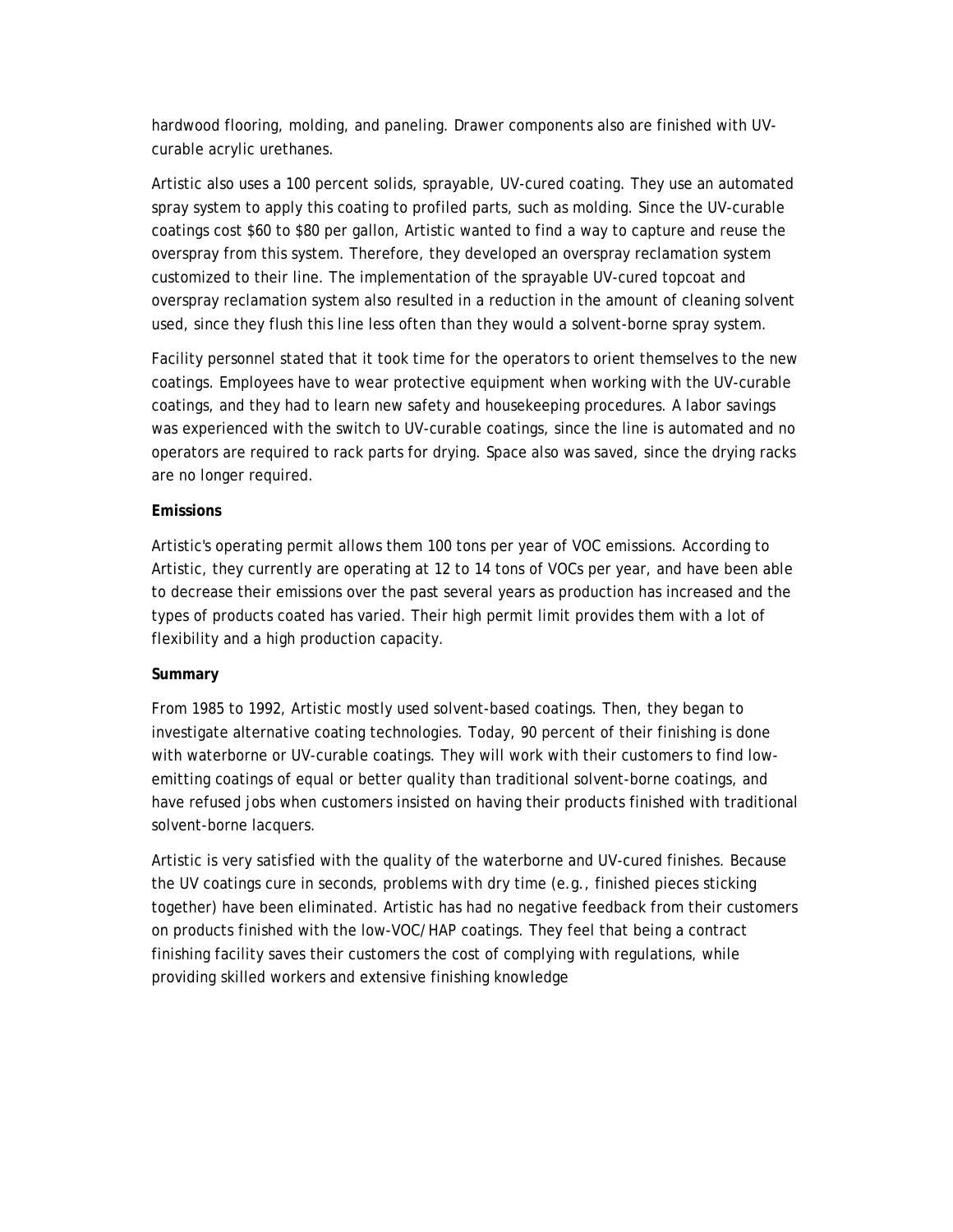hardwood flooring, molding, and paneling. Drawer components also are finished with UV-curable acrylic urethanes.

Artistic also uses a 100 percent solids, sprayable, UV-cured coating. They use an automated spray system to apply this coating to profiled parts, such as molding. Since the UV-curable coatings cost $60 to $80 per gallon, Artistic wanted to find a way to capture and reuse the overspray from this system. Therefore, they developed an overspray reclamation system customized to their line. The implementation of the sprayable UV-cured topcoat and overspray reclamation system also resulted in a reduction in the amount of cleaning solvent used, since they flush this line less often than they would a solvent-borne spray system.

Facility personnel stated that it took time for the operators to orient themselves to the new coatings. Employees have to wear protective equipment when working with the UV-curable coatings, and they had to learn new safety and housekeeping procedures. A labor savings was experienced with the switch to UV-curable coatings, since the line is automated and no operators are required to rack parts for drying. Space also was saved, since the drying racks are no longer required.

**Emissions**

Artistic's operating permit allows them 100 tons per year of VOC emissions. According to Artistic, they currently are operating at 12 to 14 tons of VOCs per year, and have been able to decrease their emissions over the past several years as production has increased and the types of products coated has varied. Their high permit limit provides them with a lot of flexibility and a high production capacity.

**Summary**

From 1985 to 1992, Artistic mostly used solvent-based coatings. Then, they began to investigate alternative coating technologies. Today, 90 percent of their finishing is done with waterborne or UV-curable coatings. They will work with their customers to find low-emitting coatings of equal or better quality than traditional solvent-borne coatings, and have refused jobs when customers insisted on having their products finished with traditional solvent-borne lacquers.

Artistic is very satisfied with the quality of the waterborne and UV-cured finishes. Because the UV coatings cure in seconds, problems with dry time (e.g., finished pieces sticking together) have been eliminated. Artistic has had no negative feedback from their customers on products finished with the low-VOC/HAP coatings. They feel that being a contract finishing facility saves their customers the cost of complying with regulations, while providing skilled workers and extensive finishing knowledge